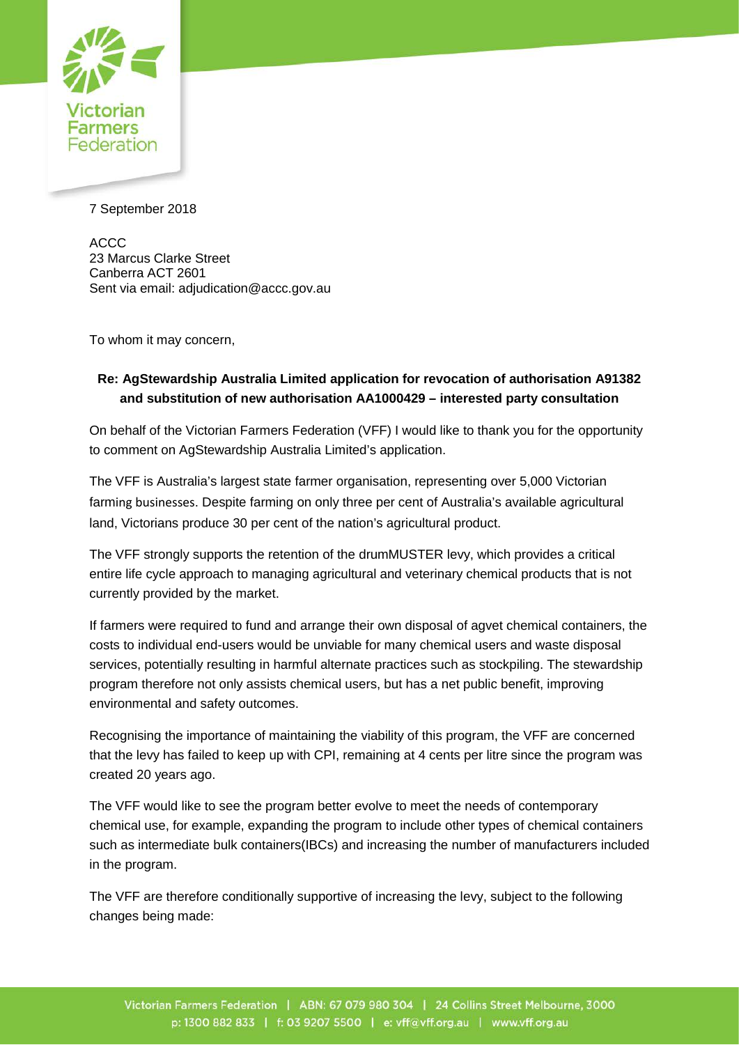Victorian Farmers Federation

7 September 2018

ACCC
23 Marcus Clarke Street
Canberra ACT 2601
Sent via email: adjudication@accc.gov.au

To whom it may concern,

**Re: AgStewardship Australia Limited application for revocation of authorisation A91382 and substitution of new authorisation AA1000429 – interested party consultation**

On behalf of the Victorian Farmers Federation (VFF) I would like to thank you for the opportunity to comment on AgStewardship Australia Limited's application.

The VFF is Australia's largest state farmer organisation, representing over 5,000 Victorian farming businesses. Despite farming on only three per cent of Australia's available agricultural land, Victorians produce 30 per cent of the nation's agricultural product.

The VFF strongly supports the retention of the drumMUSTER levy, which provides a critical entire life cycle approach to managing agricultural and veterinary chemical products that is not currently provided by the market.

If farmers were required to fund and arrange their own disposal of agvet chemical containers, the costs to individual end-users would be unviable for many chemical users and waste disposal services, potentially resulting in harmful alternate practices such as stockpiling. The stewardship program therefore not only assists chemical users, but has a net public benefit, improving environmental and safety outcomes.

Recognising the importance of maintaining the viability of this program, the VFF are concerned that the levy has failed to keep up with CPI, remaining at 4 cents per litre since the program was created 20 years ago.

The VFF would like to see the program better evolve to meet the needs of contemporary chemical use, for example, expanding the program to include other types of chemical containers such as intermediate bulk containers(IBCs) and increasing the number of manufacturers included in the program.

The VFF are therefore conditionally supportive of increasing the levy, subject to the following changes being made: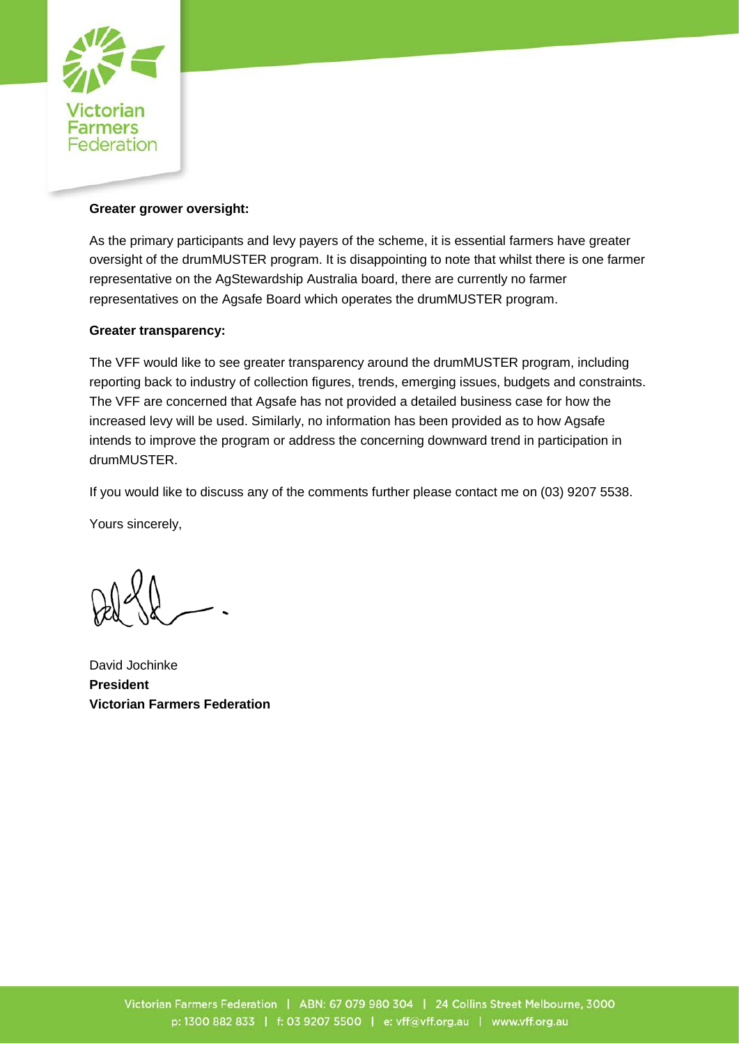**Greater grower oversight:**

As the primary participants and levy payers of the scheme, it is essential farmers have greater oversight of the drumMUSTER program. It is disappointing to note that whilst there is one farmer representative on the AgStewardship Australia board, there are currently no farmer representatives on the Agsafe Board which operates the drumMUSTER program.

**Greater transparency:**

The VFF would like to see greater transparency around the drumMUSTER program, including reporting back to industry of collection figures, trends, emerging issues, budgets and constraints. The VFF are concerned that Agsafe has not provided a detailed business case for how the increased levy will be used. Similarly, no information has been provided as to how Agsafe intends to improve the program or address the concerning downward trend in participation in drumMUSTER.

If you would like to discuss any of the comments further please contact me on (03) 9207 5538.

Yours sincerely,

David Jochinke
**President**
**Victorian Farmers Federation**